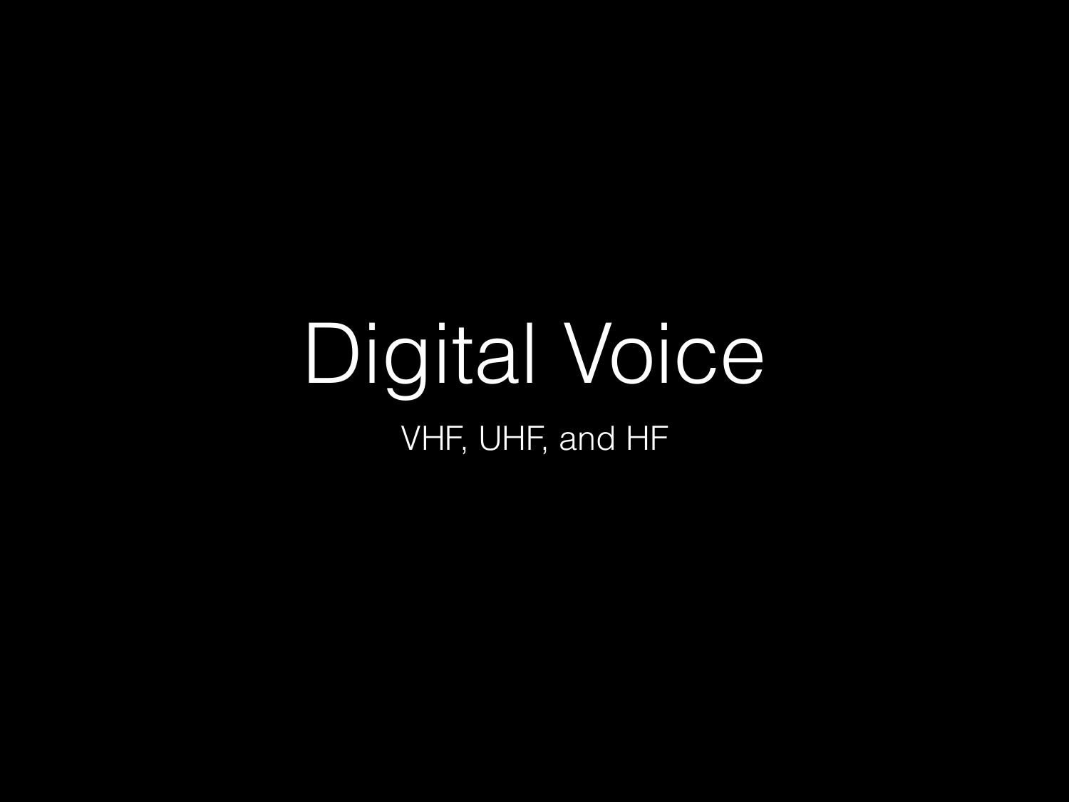# Digital Voice

VHF, UHF, and HF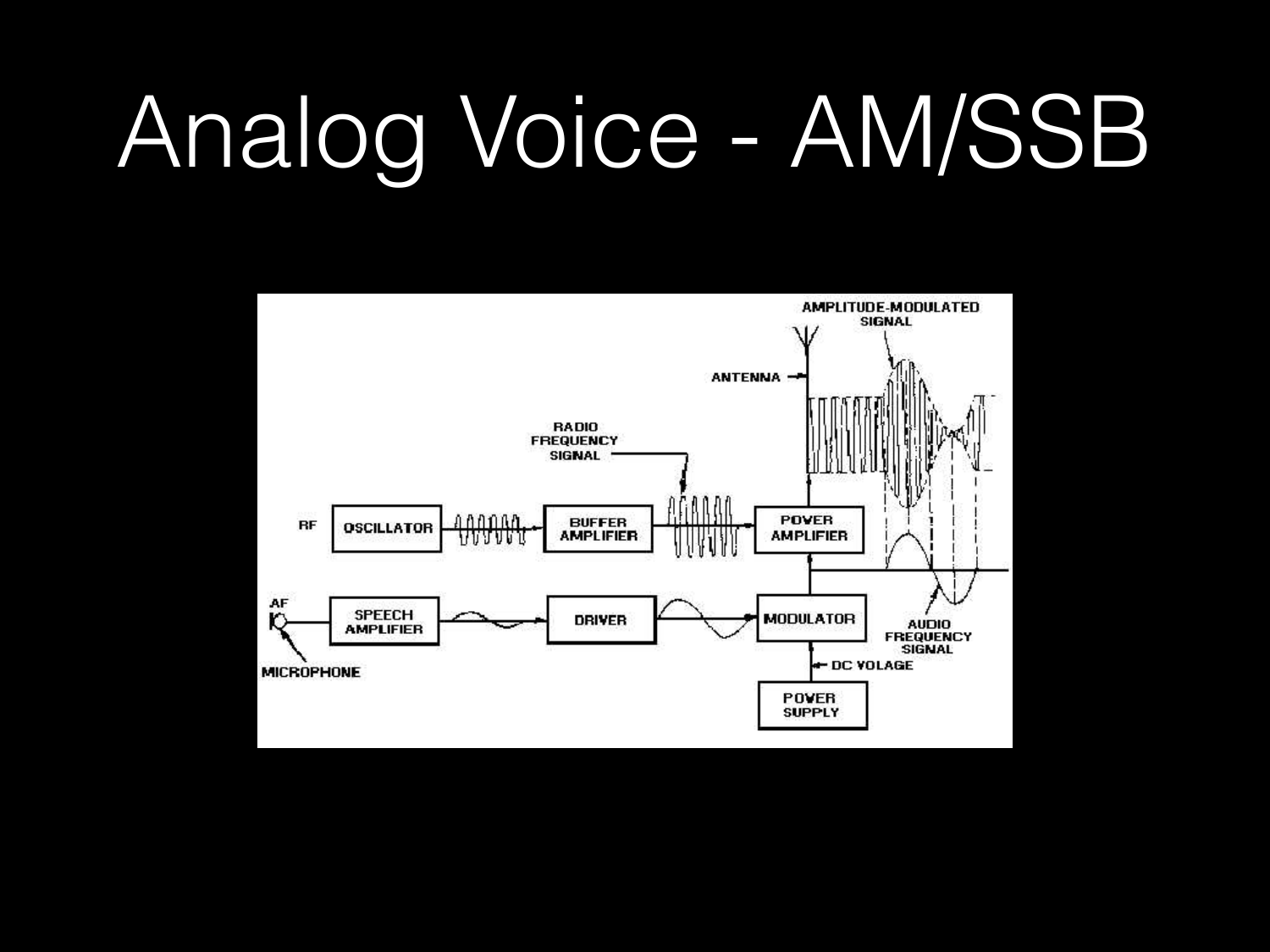# Analog Voice - AM/SSB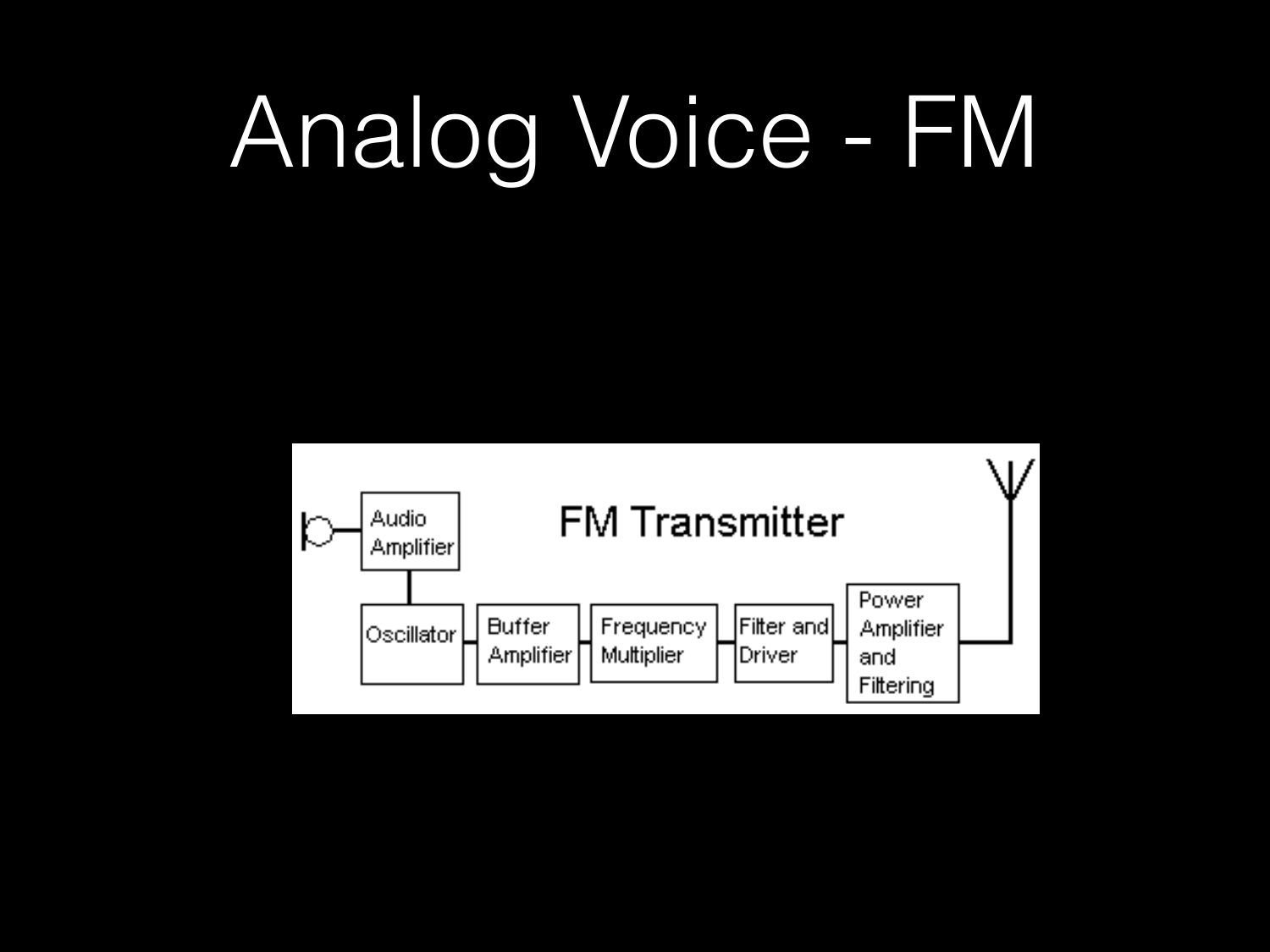# Analog Voice - FM

FM Transmitter

Audio Amplifier

Oscillator

Buffer Amplifier

Frequency Multiplier

Filter and Driver

Power Amplifier and Filtering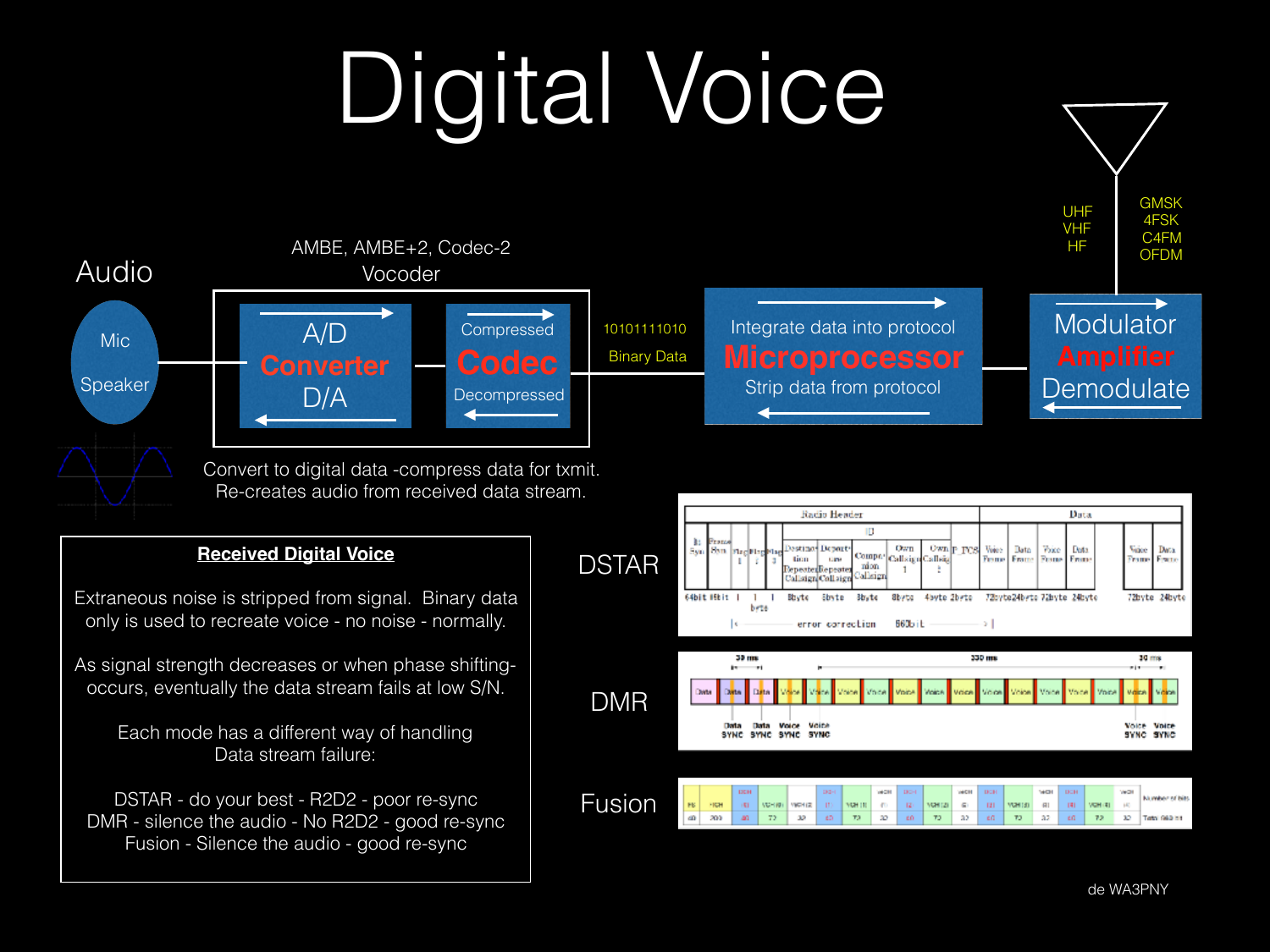# Digital Voice

Audio

Mic

Speaker

AMBE, AMBE+2, Codec-2

Vocoder

A/D

**Converter**

D/A

Compressed

**Codec**

Decompressed

10101111010

Binary Data

Integrate data into protocol

**Microprocessor**

Strip data from protocol

UHF
VHF
HF

GMSK
4FSK
C4FM
OFDM

Modulator

**Amplifier**

Demodulate

Convert to digital data -compress data for txmit.
Re-creates audio from received data stream.

**Received Digital Voice**

Extraneous noise is stripped from signal. Binary data only is used to recreate voice - no noise - normally.

As signal strength decreases or when phase shifting-occurs, eventually the data stream fails at low S/N.

Each mode has a different way of handling Data stream failure:

DSTAR - do your best - R2D2 - poor re-sync
DMR - silence the audio - No R2D2 - good re-sync
Fusion - Silence the audio - good re-sync

DSTAR

DMR

Fusion

de WA3PNY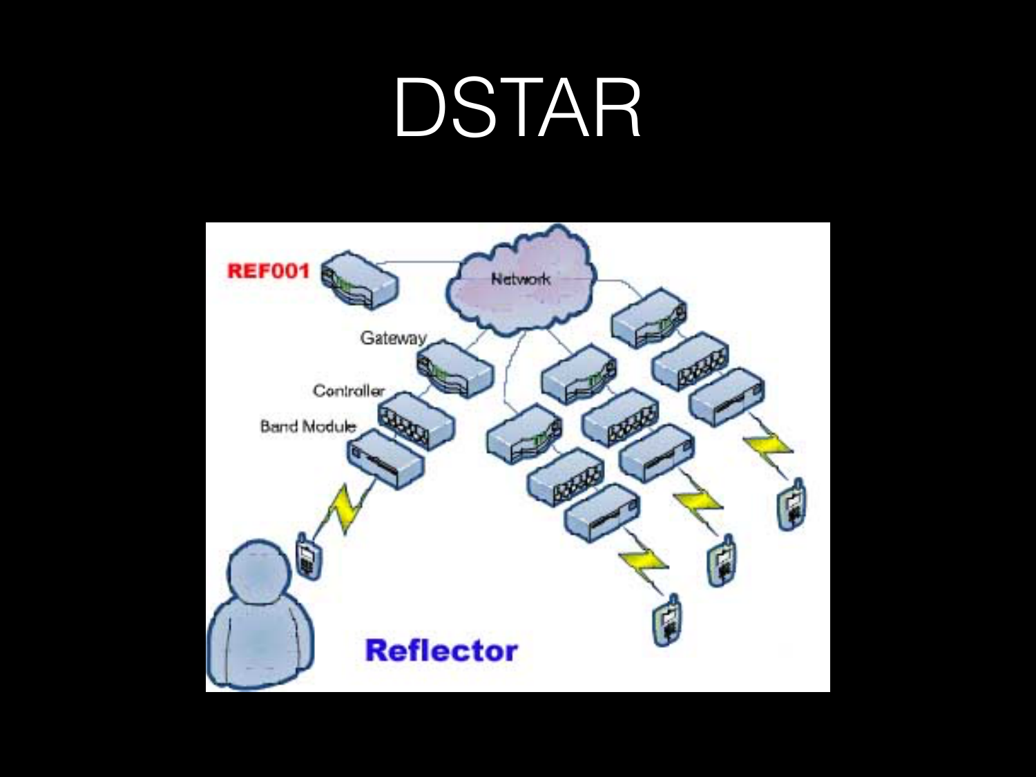# DSTAR

REF001

Network

Gateway

Controller

Band Module

Reflector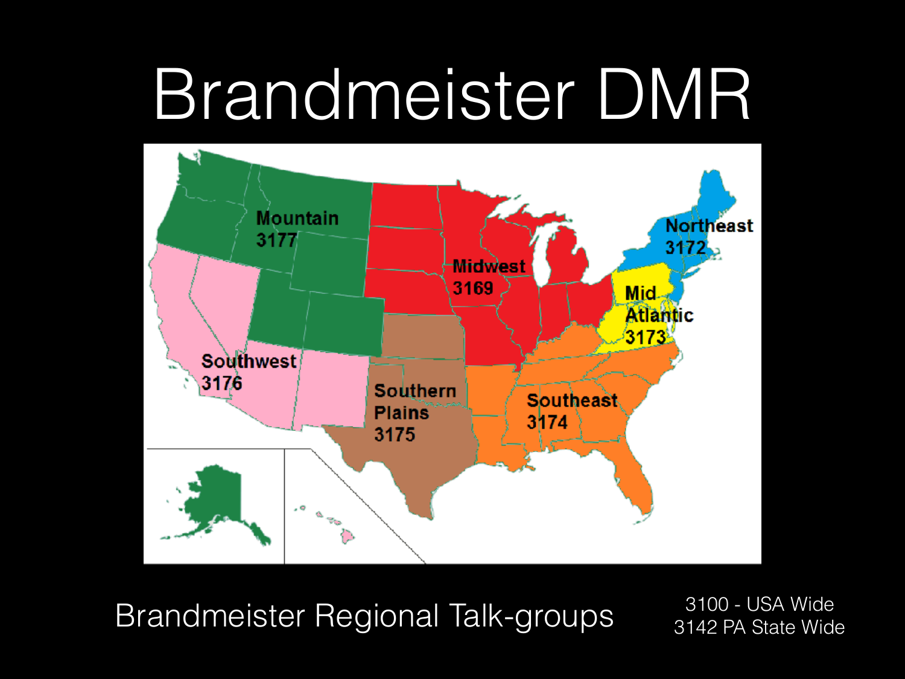# Brandmeister DMR

Mountain 3177

Midwest 3169

Northeast 3172

Mid Atlantic 3173

Southwest 3176

Southern Plains 3175

Southeast 3174

Brandmeister Regional Talk-groups

3100 - USA Wide
3142 PA State Wide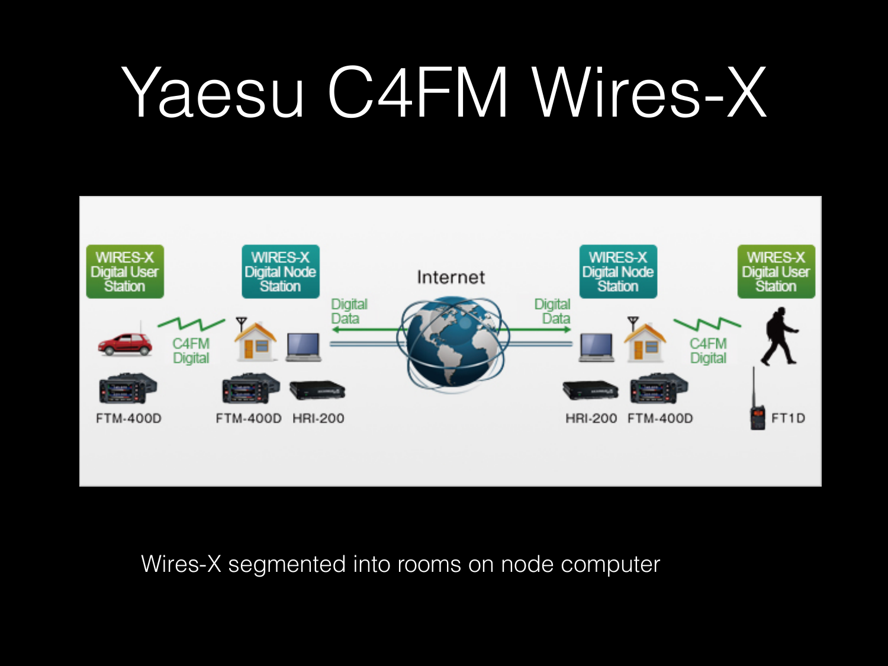# Yaesu C4FM Wires-X

WIRES-X Digital User Station | WIRES-X Digital Node Station | Internet | WIRES-X Digital Node Station | WIRES-X Digital User Station

C4FM Digital — Digital Data — Digital Data — C4FM Digital

FTM-400D | FTM-400D HRI-200 | HRI-200 FTM-400D | FT1D

Wires-X segmented into rooms on node computer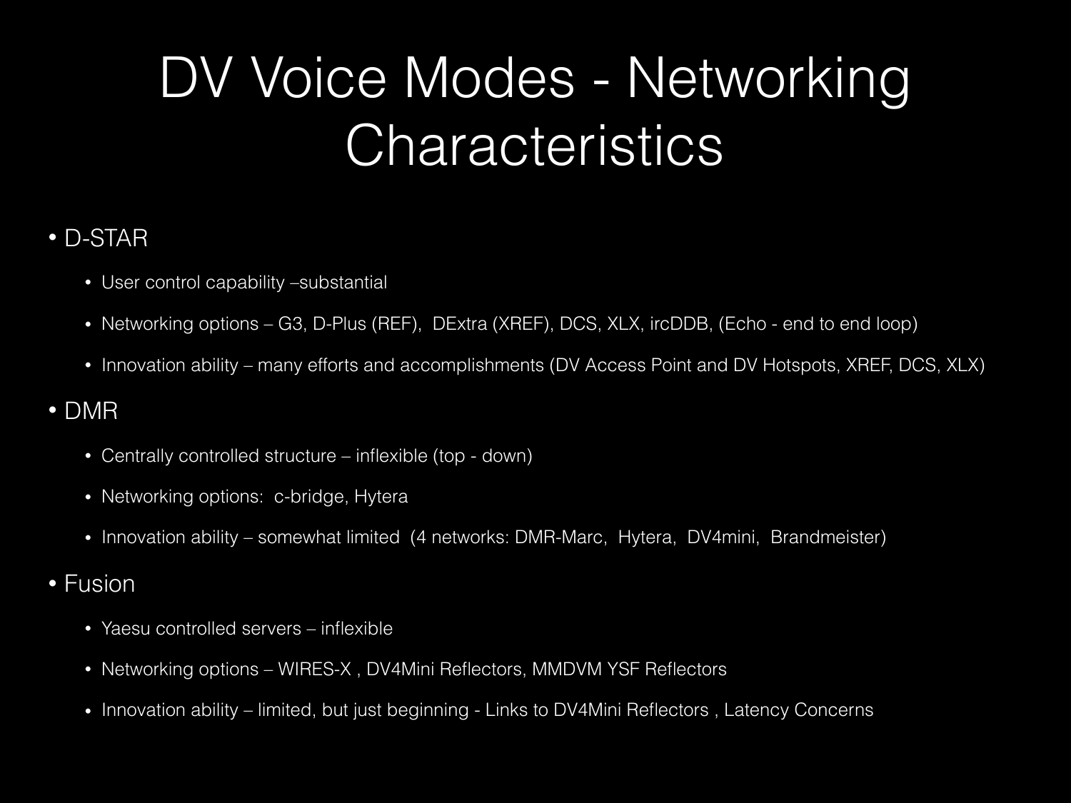# DV Voice Modes - Networking Characteristics

- D-STAR
  - User control capability –substantial
  - Networking options – G3, D-Plus (REF), DExtra (XREF), DCS, XLX, ircDDB, (Echo - end to end loop)
  - Innovation ability – many efforts and accomplishments (DV Access Point and DV Hotspots, XREF, DCS, XLX)
- DMR
  - Centrally controlled structure – inflexible (top - down)
  - Networking options: c-bridge, Hytera
  - Innovation ability – somewhat limited (4 networks: DMR-Marc, Hytera, DV4mini, Brandmeister)
- Fusion
  - Yaesu controlled servers – inflexible
  - Networking options – WIRES-X , DV4Mini Reflectors, MMDVM YSF Reflectors
  - Innovation ability – limited, but just beginning - Links to DV4Mini Reflectors , Latency Concerns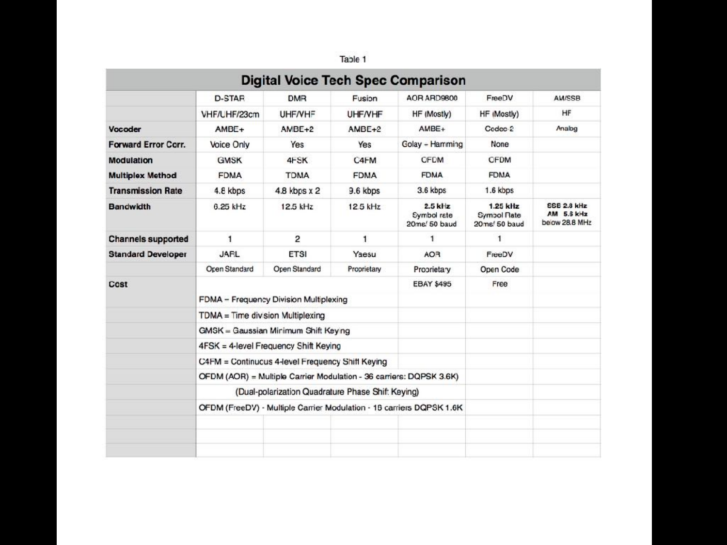Table 1

| Digital Voice Tech Spec Comparison | | | | | | |
|---|---|---|---|---|---|---|
| | D-STAR | DMR | Fusion | AOR ARD9800 | FreeDV | AM/SSB |
| | VHF/UHF/23cm | UHF/VHF | UHF/VHF | HF (Mostly) | HF (Mostly) | HF |
| **Vocoder** | AMBE+ | AMBE+2 | AMBE+2 | AMBE+ | Codec 2 | Analog |
| **Forward Error Corr.** | Voice Only | Yes | Yes | Golay - Hamming | None | |
| **Modulation** | GMSK | 4FSK | C4FM | OFDM | OFDM | |
| **Multiplex Method** | FDMA | TDMA | FDMA | FDMA | FDMA | |
| **Transmission Rate** | 4.8 kbps | 4.8 kbps x 2 | 9.6 kbps | 3.6 kbps | 1.6 kbps | |
| **Bandwidth** | 6.25 kHz | 12.5 kHz | 12.5 kHz | 2.5 kHz Symbol rate 20ms/ 50 baud | 1.25 kHz Symbol Rate 20ms/ 50 baud | SSB 2.8 kHz AM 5.6 kHz below 28.8 MHz |
| **Channels supported** | 1 | 2 | 1 | 1 | 1 | |
| **Standard Developer** | JARL | ETSI | Yaesu | AOR | FreeDV | |
| | Open Standard | Open Standard | Proprietary | Proprietary | Open Code | |
| **Cost** | | | | EBAY $495 | Free | |

FDMA – Frequency Division Multiplexing

TDMA = Time division Multiplexing

GMSK = Gaussian Minimum Shift Keying

4FSK = 4-level Frequency Shift Keying

C4FM = Continuous 4-level Frequency Shift Keying

OFDM (AOR) = Multiple Carrier Modulation - 36 carriers: DQPSK 3.6K)

(Dual-polarization Quadrature Phase Shift Keying)

OFDM (FreeDV) - Multiple Carrier Modulation - 16 carriers DQPSK 1.6K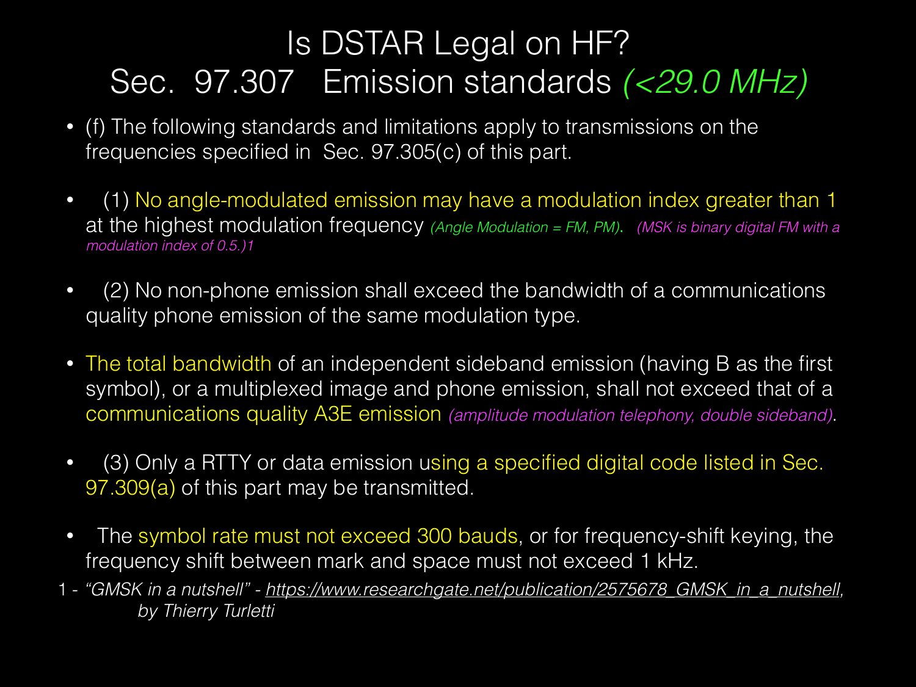# Is DSTAR Legal on HF?
# Sec. 97.307 Emission standards *(<29.0 MHz)*

- (f) The following standards and limitations apply to transmissions on the frequencies specified in Sec. 97.305(c) of this part.

- (1) No angle-modulated emission may have a modulation index greater than 1 at the highest modulation frequency *(Angle Modulation = FM, PM)*. *(MSK is binary digital FM with a modulation index of 0.5.)*[1]

- (2) No non-phone emission shall exceed the bandwidth of a communications quality phone emission of the same modulation type.

- The total bandwidth of an independent sideband emission (having B as the first symbol), or a multiplexed image and phone emission, shall not exceed that of a communications quality A3E emission *(amplitude modulation telephony, double sideband)*.

- (3) Only a RTTY or data emission using a specified digital code listed in Sec. 97.309(a) of this part may be transmitted.

- The symbol rate must not exceed 300 bauds, or for frequency-shift keying, the frequency shift between mark and space must not exceed 1 kHz.

1 - *"GMSK in a nutshell" - https://www.researchgate.net/publication/2575678_GMSK_in_a_nutshell, by Thierry Turletti*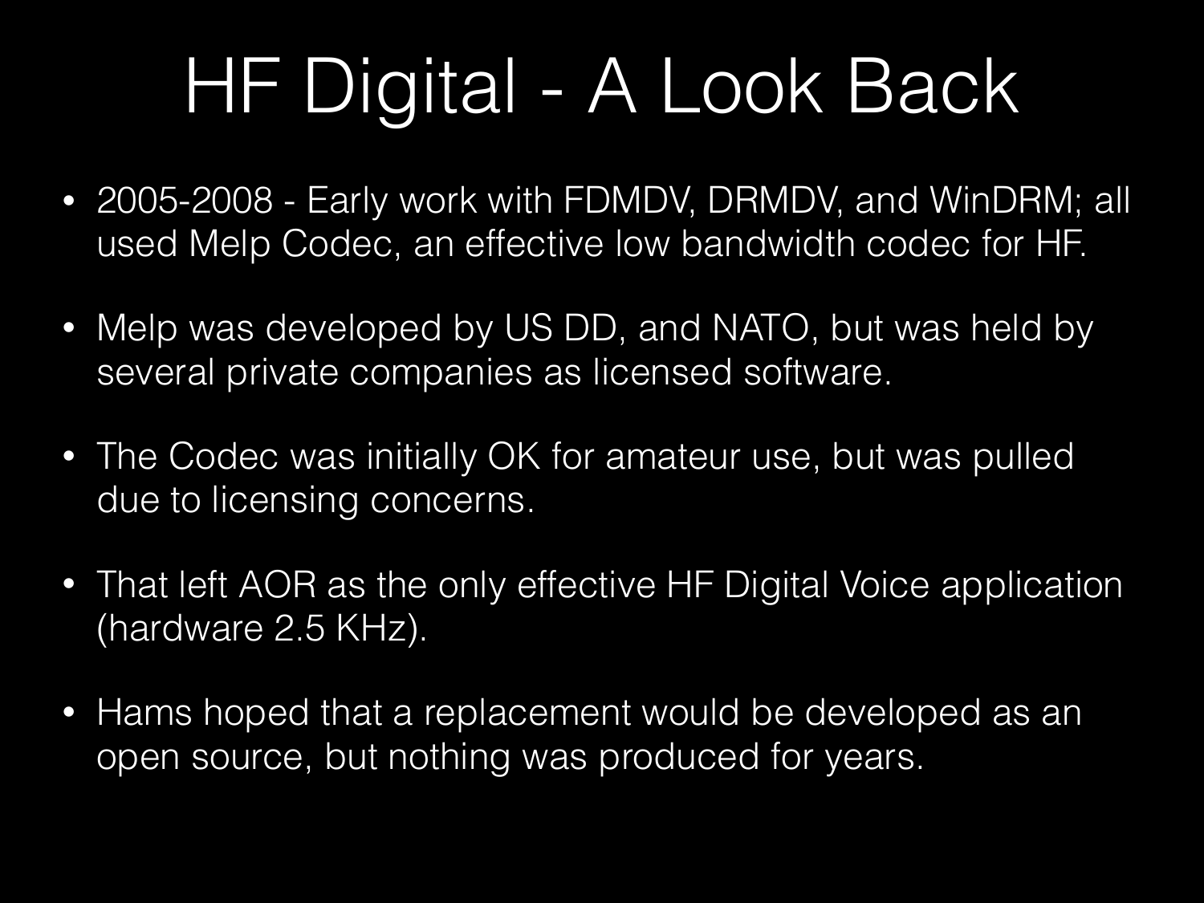# HF Digital - A Look Back

- 2005-2008 - Early work with FDMDV, DRMDV, and WinDRM; all used Melp Codec, an effective low bandwidth codec for HF.
- Melp was developed by US DD, and NATO, but was held by several private companies as licensed software.
- The Codec was initially OK for amateur use, but was pulled due to licensing concerns.
- That left AOR as the only effective HF Digital Voice application (hardware 2.5 KHz).
- Hams hoped that a replacement would be developed as an open source, but nothing was produced for years.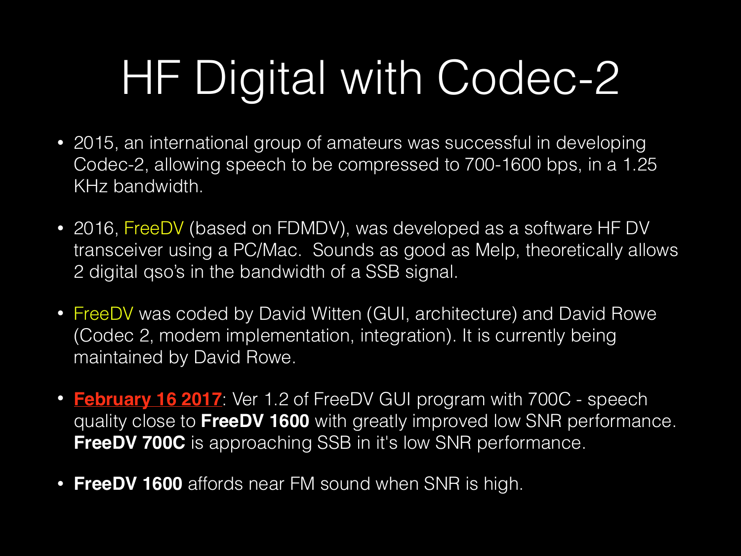# HF Digital with Codec-2

- 2015, an international group of amateurs was successful in developing Codec-2, allowing speech to be compressed to 700-1600 bps, in a 1.25 KHz bandwidth.

- 2016, FreeDV (based on FDMDV), was developed as a software HF DV transceiver using a PC/Mac. Sounds as good as Melp, theoretically allows 2 digital qso's in the bandwidth of a SSB signal.

- FreeDV was coded by David Witten (GUI, architecture) and David Rowe (Codec 2, modem implementation, integration). It is currently being maintained by David Rowe.

- **February 16 2017**: Ver 1.2 of FreeDV GUI program with 700C - speech quality close to **FreeDV 1600** with greatly improved low SNR performance. **FreeDV 700C** is approaching SSB in it's low SNR performance.

- **FreeDV 1600** affords near FM sound when SNR is high.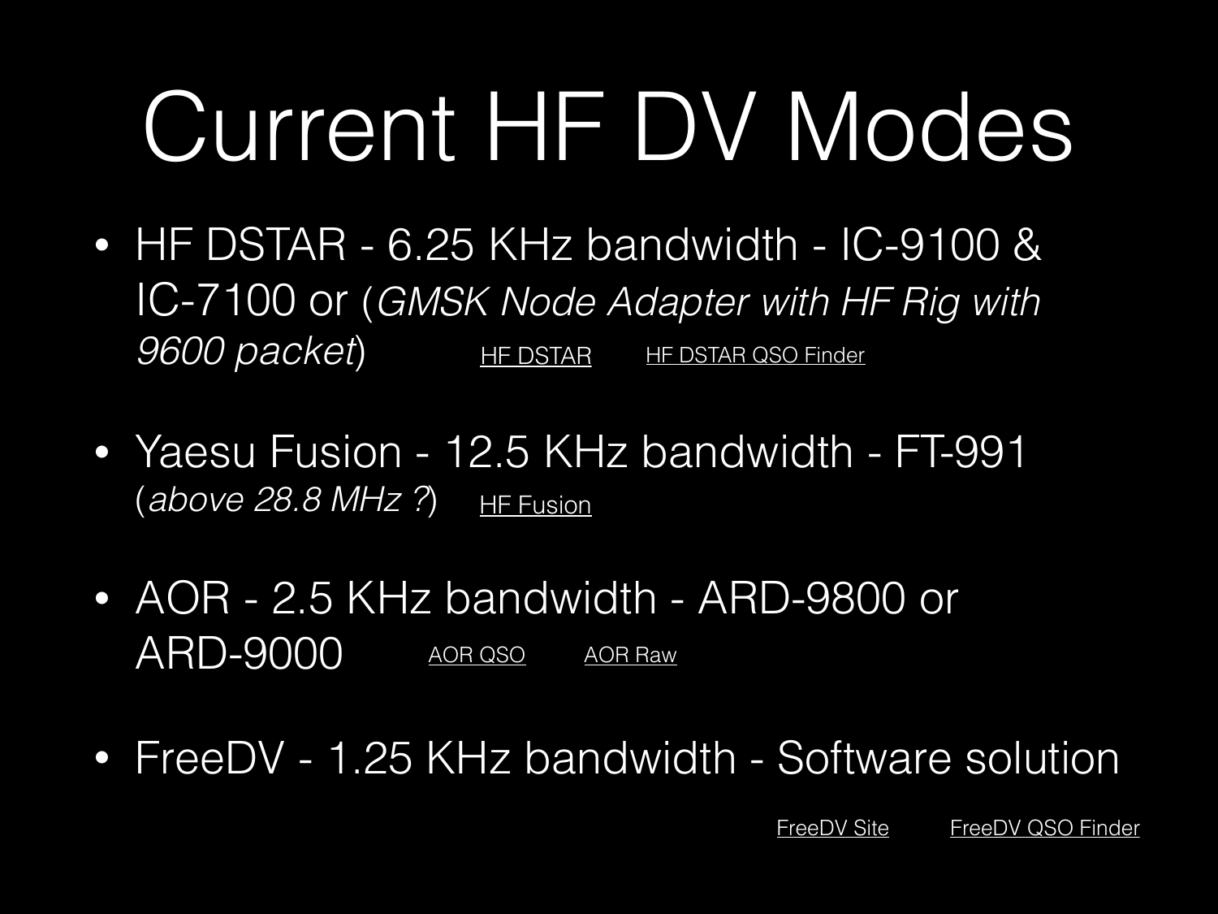# Current HF DV Modes

- HF DSTAR - 6.25 KHz bandwidth - IC-9100 & IC-7100 or (*GMSK Node Adapter with HF Rig with 9600 packet*) HF DSTAR HF DSTAR QSO Finder
- Yaesu Fusion - 12.5 KHz bandwidth - FT-991 (*above 28.8 MHz ?*) HF Fusion
- AOR - 2.5 KHz bandwidth - ARD-9800 or ARD-9000 AOR QSO AOR Raw
- FreeDV - 1.25 KHz bandwidth - Software solution

FreeDV Site FreeDV QSO Finder